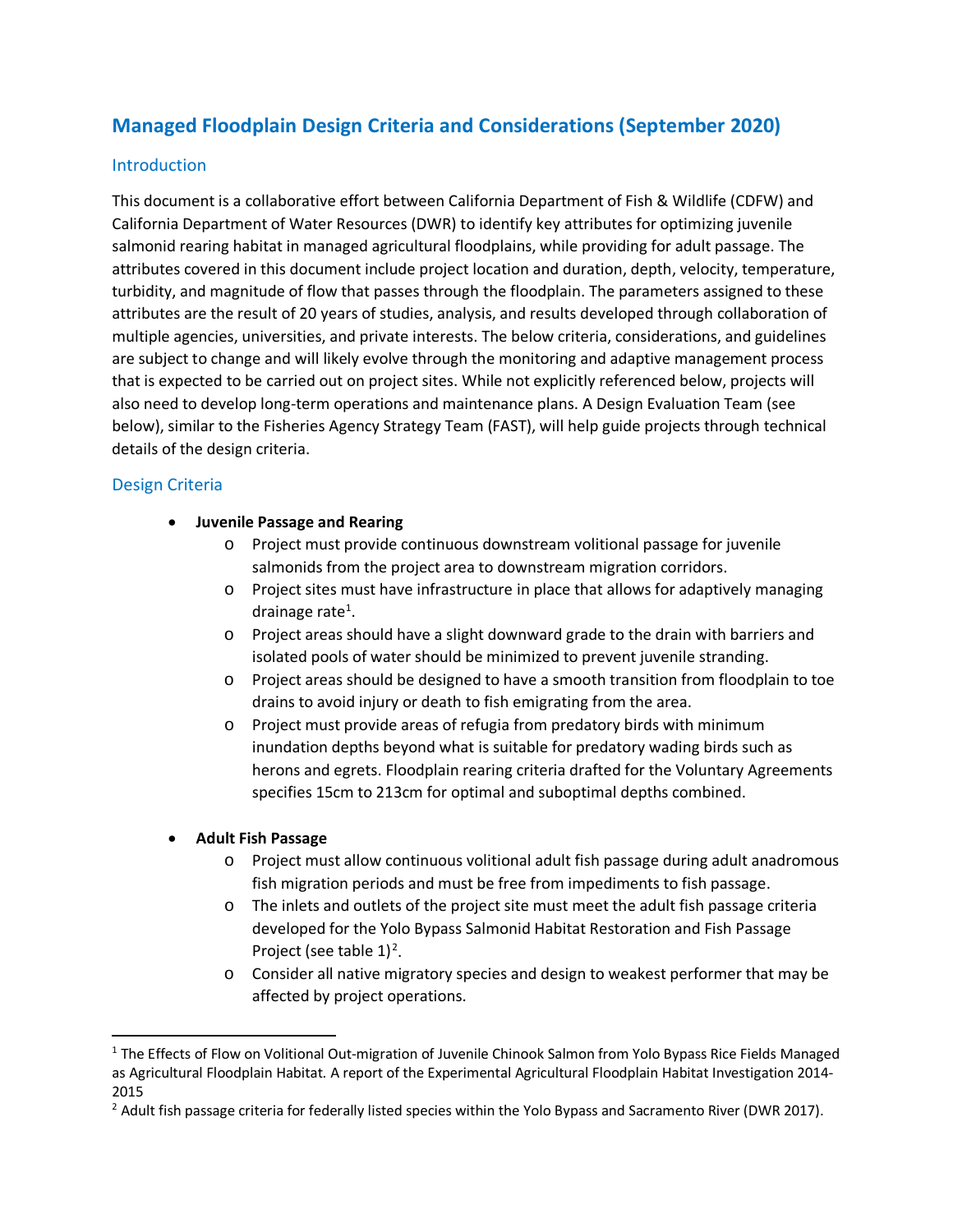# Managed Floodplain Design Criteria and Considerations (September 2020)

## Introduction

This document is a collaborative effort between California Department of Fish & Wildlife (CDFW) and California Department of Water Resources (DWR) to identify key attributes for optimizing juvenile salmonid rearing habitat in managed agricultural floodplains, while providing for adult passage. The attributes covered in this document include project location and duration, depth, velocity, temperature, turbidity, and magnitude of flow that passes through the floodplain. The parameters assigned to these attributes are the result of 20 years of studies, analysis, and results developed through collaboration of multiple agencies, universities, and private interests. The below criteria, considerations, and guidelines are subject to change and will likely evolve through the monitoring and adaptive management process that is expected to be carried out on project sites. While not explicitly referenced below, projects will also need to develop long-term operations and maintenance plans. A Design Evaluation Team (see below), similar to the Fisheries Agency Strategy Team (FAST), will help guide projects through technical details of the design criteria.

## Design Criteria

- **Juvenile Passage and Rearing**
  - Project must provide continuous downstream volitional passage for juvenile salmonids from the project area to downstream migration corridors.
  - Project sites must have infrastructure in place that allows for adaptively managing drainage rate[1].
  - Project areas should have a slight downward grade to the drain with barriers and isolated pools of water should be minimized to prevent juvenile stranding.
  - Project areas should be designed to have a smooth transition from floodplain to toe drains to avoid injury or death to fish emigrating from the area.
  - Project must provide areas of refugia from predatory birds with minimum inundation depths beyond what is suitable for predatory wading birds such as herons and egrets. Floodplain rearing criteria drafted for the Voluntary Agreements specifies 15cm to 213cm for optimal and suboptimal depths combined.

- **Adult Fish Passage**
  - Project must allow continuous volitional adult fish passage during adult anadromous fish migration periods and must be free from impediments to fish passage.
  - The inlets and outlets of the project site must meet the adult fish passage criteria developed for the Yolo Bypass Salmonid Habitat Restoration and Fish Passage Project (see table 1)[2].
  - Consider all native migratory species and design to weakest performer that may be affected by project operations.

---

[1] The Effects of Flow on Volitional Out-migration of Juvenile Chinook Salmon from Yolo Bypass Rice Fields Managed as Agricultural Floodplain Habitat. A report of the Experimental Agricultural Floodplain Habitat Investigation 2014-2015

[2] Adult fish passage criteria for federally listed species within the Yolo Bypass and Sacramento River (DWR 2017).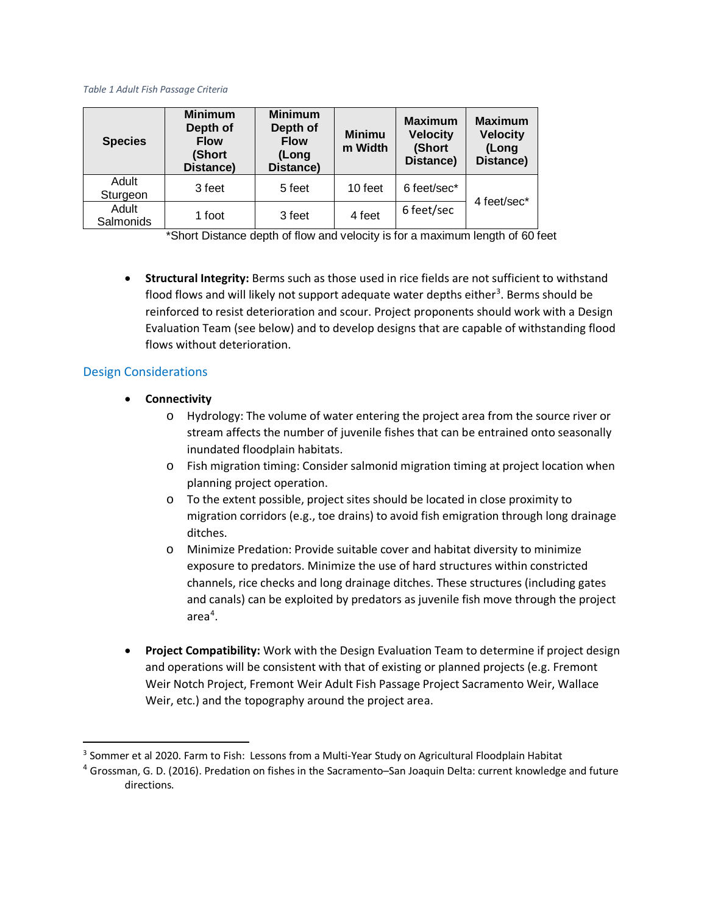*Table 1 Adult Fish Passage Criteria*

| Species | Minimum Depth of Flow (Short Distance) | Minimum Depth of Flow (Long Distance) | Minimum Width | Maximum Velocity (Short Distance) | Maximum Velocity (Long Distance) |
|---|---|---|---|---|---|
| Adult Sturgeon | 3 feet | 5 feet | 10 feet | 6 feet/sec* | 4 feet/sec* |
| Adult Salmonids | 1 foot | 3 feet | 4 feet | 6 feet/sec | |

*Short Distance depth of flow and velocity is for a maximum length of 60 feet

- **Structural Integrity:** Berms such as those used in rice fields are not sufficient to withstand flood flows and will likely not support adequate water depths either[3]. Berms should be reinforced to resist deterioration and scour. Project proponents should work with a Design Evaluation Team (see below) and to develop designs that are capable of withstanding flood flows without deterioration.

## Design Considerations

- **Connectivity**
  - Hydrology: The volume of water entering the project area from the source river or stream affects the number of juvenile fishes that can be entrained onto seasonally inundated floodplain habitats.
  - Fish migration timing: Consider salmonid migration timing at project location when planning project operation.
  - To the extent possible, project sites should be located in close proximity to migration corridors (e.g., toe drains) to avoid fish emigration through long drainage ditches.
  - Minimize Predation: Provide suitable cover and habitat diversity to minimize exposure to predators. Minimize the use of hard structures within constricted channels, rice checks and long drainage ditches. These structures (including gates and canals) can be exploited by predators as juvenile fish move through the project area[4].

- **Project Compatibility:** Work with the Design Evaluation Team to determine if project design and operations will be consistent with that of existing or planned projects (e.g. Fremont Weir Notch Project, Fremont Weir Adult Fish Passage Project Sacramento Weir, Wallace Weir, etc.) and the topography around the project area.

---

[3] Sommer et al 2020. Farm to Fish: Lessons from a Multi-Year Study on Agricultural Floodplain Habitat

[4] Grossman, G. D. (2016). Predation on fishes in the Sacramento–San Joaquin Delta: current knowledge and future directions.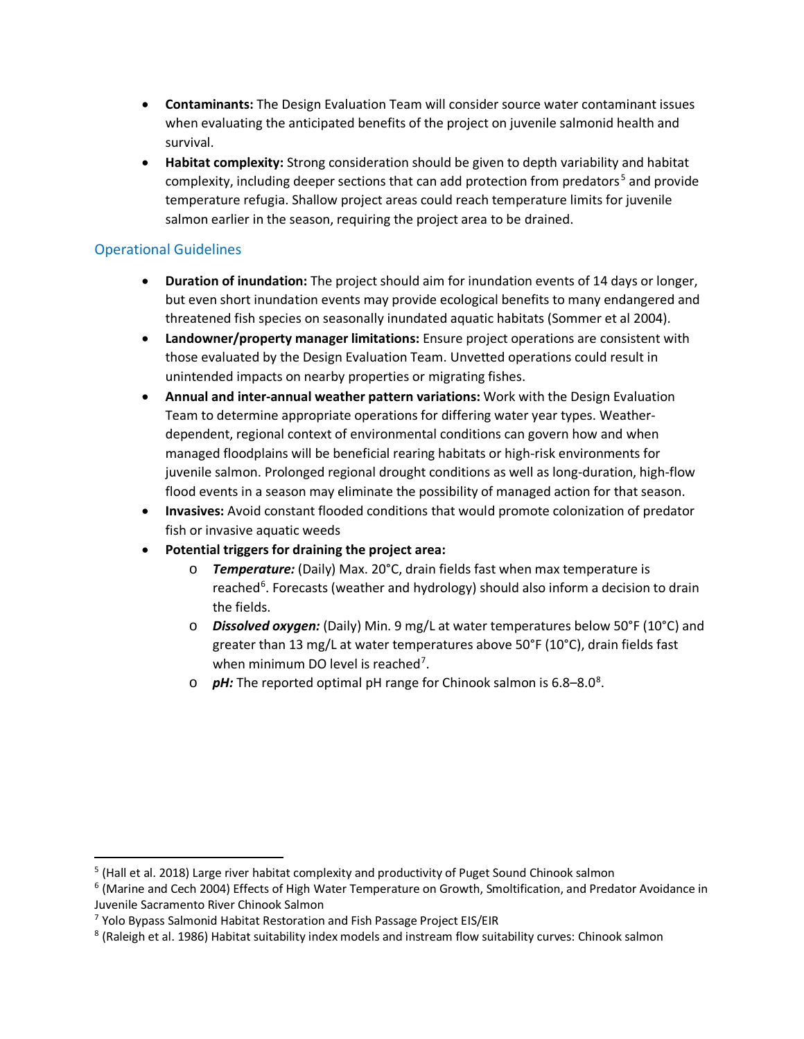- **Contaminants:** The Design Evaluation Team will consider source water contaminant issues when evaluating the anticipated benefits of the project on juvenile salmonid health and survival.
- **Habitat complexity:** Strong consideration should be given to depth variability and habitat complexity, including deeper sections that can add protection from predators[5] and provide temperature refugia. Shallow project areas could reach temperature limits for juvenile salmon earlier in the season, requiring the project area to be drained.

## Operational Guidelines

- **Duration of inundation:** The project should aim for inundation events of 14 days or longer, but even short inundation events may provide ecological benefits to many endangered and threatened fish species on seasonally inundated aquatic habitats (Sommer et al 2004).
- **Landowner/property manager limitations:** Ensure project operations are consistent with those evaluated by the Design Evaluation Team. Unvetted operations could result in unintended impacts on nearby properties or migrating fishes.
- **Annual and inter-annual weather pattern variations:** Work with the Design Evaluation Team to determine appropriate operations for differing water year types. Weather-dependent, regional context of environmental conditions can govern how and when managed floodplains will be beneficial rearing habitats or high-risk environments for juvenile salmon. Prolonged regional drought conditions as well as long-duration, high-flow flood events in a season may eliminate the possibility of managed action for that season.
- **Invasives:** Avoid constant flooded conditions that would promote colonization of predator fish or invasive aquatic weeds
- **Potential triggers for draining the project area:**
  - ***Temperature:*** (Daily) Max. 20°C, drain fields fast when max temperature is reached[6]. Forecasts (weather and hydrology) should also inform a decision to drain the fields.
  - ***Dissolved oxygen:*** (Daily) Min. 9 mg/L at water temperatures below 50°F (10°C) and greater than 13 mg/L at water temperatures above 50°F (10°C), drain fields fast when minimum DO level is reached[7].
  - ***pH:*** The reported optimal pH range for Chinook salmon is 6.8–8.0[8].

---

[5] (Hall et al. 2018) Large river habitat complexity and productivity of Puget Sound Chinook salmon

[6] (Marine and Cech 2004) Effects of High Water Temperature on Growth, Smoltification, and Predator Avoidance in Juvenile Sacramento River Chinook Salmon

[7] Yolo Bypass Salmonid Habitat Restoration and Fish Passage Project EIS/EIR

[8] (Raleigh et al. 1986) Habitat suitability index models and instream flow suitability curves: Chinook salmon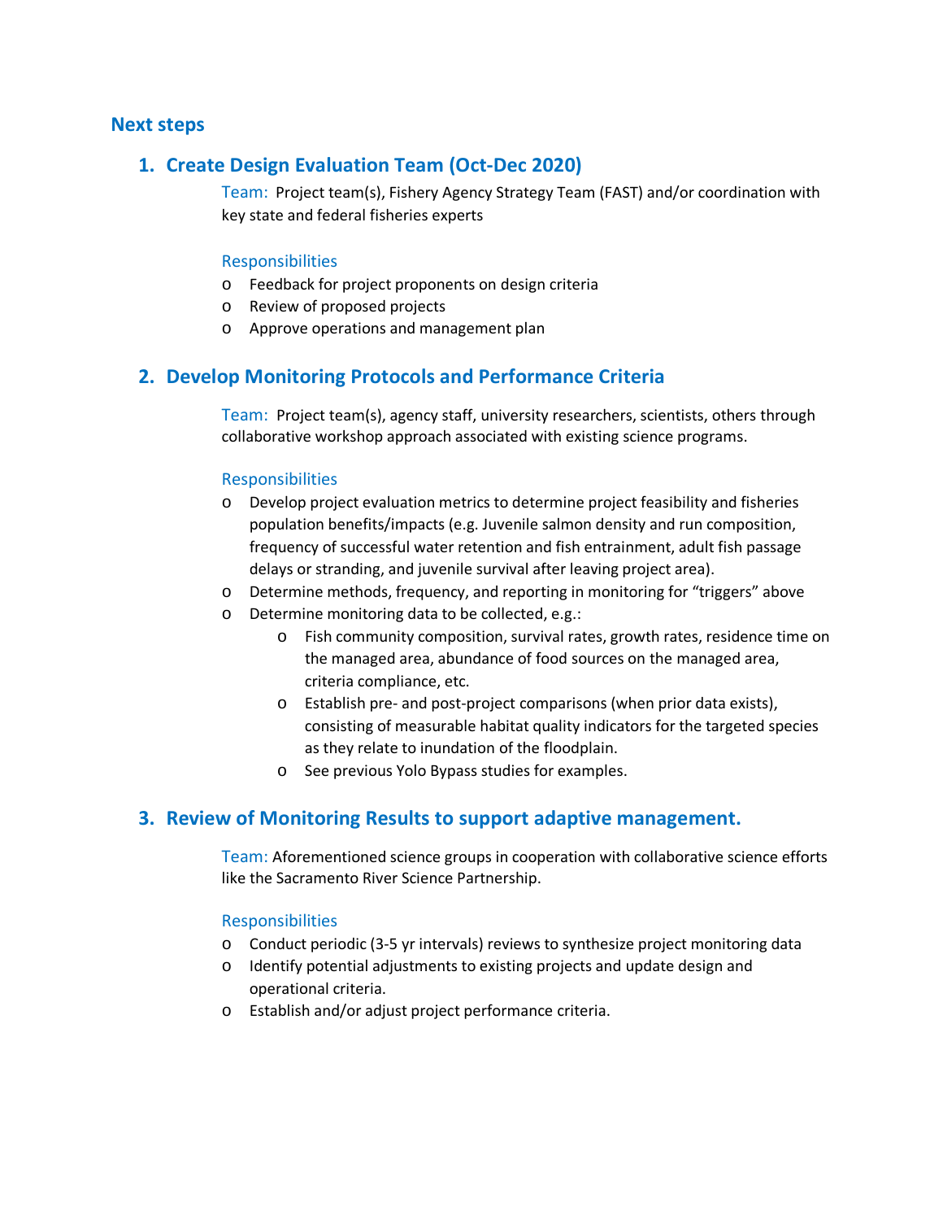## Next steps

### 1. Create Design Evaluation Team (Oct-Dec 2020)

Team: Project team(s), Fishery Agency Strategy Team (FAST) and/or coordination with key state and federal fisheries experts

Responsibilities

- Feedback for project proponents on design criteria
- Review of proposed projects
- Approve operations and management plan

### 2. Develop Monitoring Protocols and Performance Criteria

Team: Project team(s), agency staff, university researchers, scientists, others through collaborative workshop approach associated with existing science programs.

Responsibilities

- Develop project evaluation metrics to determine project feasibility and fisheries population benefits/impacts (e.g. Juvenile salmon density and run composition, frequency of successful water retention and fish entrainment, adult fish passage delays or stranding, and juvenile survival after leaving project area).
- Determine methods, frequency, and reporting in monitoring for "triggers" above
- Determine monitoring data to be collected, e.g.:
  - Fish community composition, survival rates, growth rates, residence time on the managed area, abundance of food sources on the managed area, criteria compliance, etc.
  - Establish pre- and post-project comparisons (when prior data exists), consisting of measurable habitat quality indicators for the targeted species as they relate to inundation of the floodplain.
  - See previous Yolo Bypass studies for examples.

### 3. Review of Monitoring Results to support adaptive management.

Team: Aforementioned science groups in cooperation with collaborative science efforts like the Sacramento River Science Partnership.

Responsibilities

- Conduct periodic (3-5 yr intervals) reviews to synthesize project monitoring data
- Identify potential adjustments to existing projects and update design and operational criteria.
- Establish and/or adjust project performance criteria.